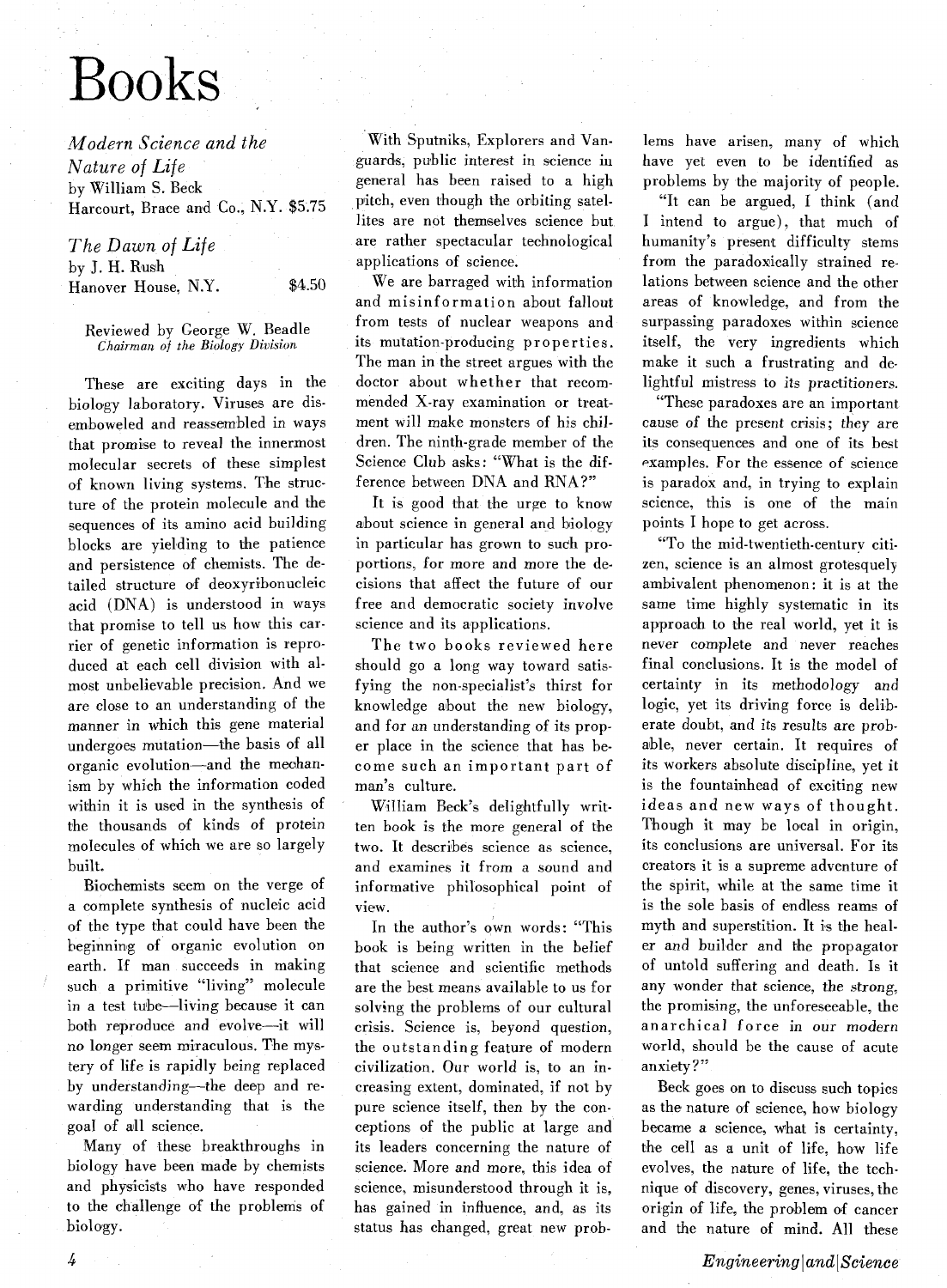# Books

*Modern Science and the Nature of Life*
by William S. Beck
Harcourt, Brace and Co., N.Y. $5.75

*The Dawn of Life*
by J. H. Rush
Hanover House, N.Y. $4.50

Reviewed by George W. Beadle
*Chairman of the Biology Division*

These are exciting days in the biology laboratory. Viruses are disemboweled and reassembled in ways that promise to reveal the innermost molecular secrets of these simplest of known living systems. The structure of the protein molecule and the sequences of its amino acid building blocks are yielding to the patience and persistence of chemists. The detailed structure of deoxyribonucleic acid (DNA) is understood in ways that promise to tell us how this carrier of genetic information is reproduced at each cell division with almost unbelievable precision. And we are close to an understanding of the manner in which this gene material undergoes mutation—the basis of all organic evolution—and the mechanism by which the information coded within it is used in the synthesis of the thousands of kinds of protein molecules of which we are so largely built.

Biochemists seem on the verge of a complete synthesis of nucleic acid of the type that could have been the beginning of organic evolution on earth. If man succeeds in making such a primitive "living" molecule in a test tube—living because it can both reproduce and evolve—it will no longer seem miraculous. The mystery of life is rapidly being replaced by understanding—the deep and rewarding understanding that is the goal of all science.

Many of these breakthroughs in biology have been made by chemists and physicists who have responded to the challenge of the problems of biology.

With Sputniks, Explorers and Vanguards, public interest in science in general has been raised to a high pitch, even though the orbiting satellites are not themselves science but are rather spectacular technological applications of science.

We are barraged with information and misinformation about fallout from tests of nuclear weapons and its mutation-producing properties. The man in the street argues with the doctor about whether that recommended X-ray examination or treatment will make monsters of his children. The ninth-grade member of the Science Club asks: "What is the difference between DNA and RNA?"

It is good that the urge to know about science in general and biology in particular has grown to such proportions, for more and more the decisions that affect the future of our free and democratic society involve science and its applications.

The two books reviewed here should go a long way toward satisfying the non-specialist's thirst for knowledge about the new biology, and for an understanding of its proper place in the science that has become such an important part of man's culture.

William Beck's delightfully written book is the more general of the two. It describes science as science, and examines it from a sound and informative philosophical point of view.

In the author's own words: "This book is being written in the belief that science and scientific methods are the best means available to us for solving the problems of our cultural crisis. Science is, beyond question, the outstanding feature of modern civilization. Our world is, to an increasing extent, dominated, if not by pure science itself, then by the conceptions of the public at large and its leaders concerning the nature of science. More and more, this idea of science, misunderstood through it is, has gained in influence, and, as its status has changed, great new problems have arisen, many of which have yet even to be identified as problems by the majority of people.

"It can be argued, I think (and I intend to argue), that much of humanity's present difficulty stems from the paradoxically strained relations between science and the other areas of knowledge, and from the surpassing paradoxes within science itself, the very ingredients which make it such a frustrating and delightful mistress to its practitioners.

"These paradoxes are an important cause of the present crisis; they are its consequences and one of its best examples. For the essence of science is paradox and, in trying to explain science, this is one of the main points I hope to get across.

"To the mid-twentieth-century citizen, science is an almost grotesquely ambivalent phenomenon: it is at the same time highly systematic in its approach to the real world, yet it is never complete and never reaches final conclusions. It is the model of certainty in its methodology and logic, yet its driving force is deliberate doubt, and its results are probable, never certain. It requires of its workers absolute discipline, yet it is the fountainhead of exciting new ideas and new ways of thought. Though it may be local in origin, its conclusions are universal. For its creators it is a supreme adventure of the spirit, while at the same time it is the sole basis of endless reams of myth and superstition. It is the healer and builder and the propagator of untold suffering and death. Is it any wonder that science, the strong, the promising, the unforeseeable, the anarchical force in our modern world, should be the cause of acute anxiety?"

Beck goes on to discuss such topics as the nature of science, how biology became a science, what is certainty, the cell as a unit of life, how life evolves, the nature of life, the technique of discovery, genes, viruses, the origin of life, the problem of cancer and the nature of mind. All these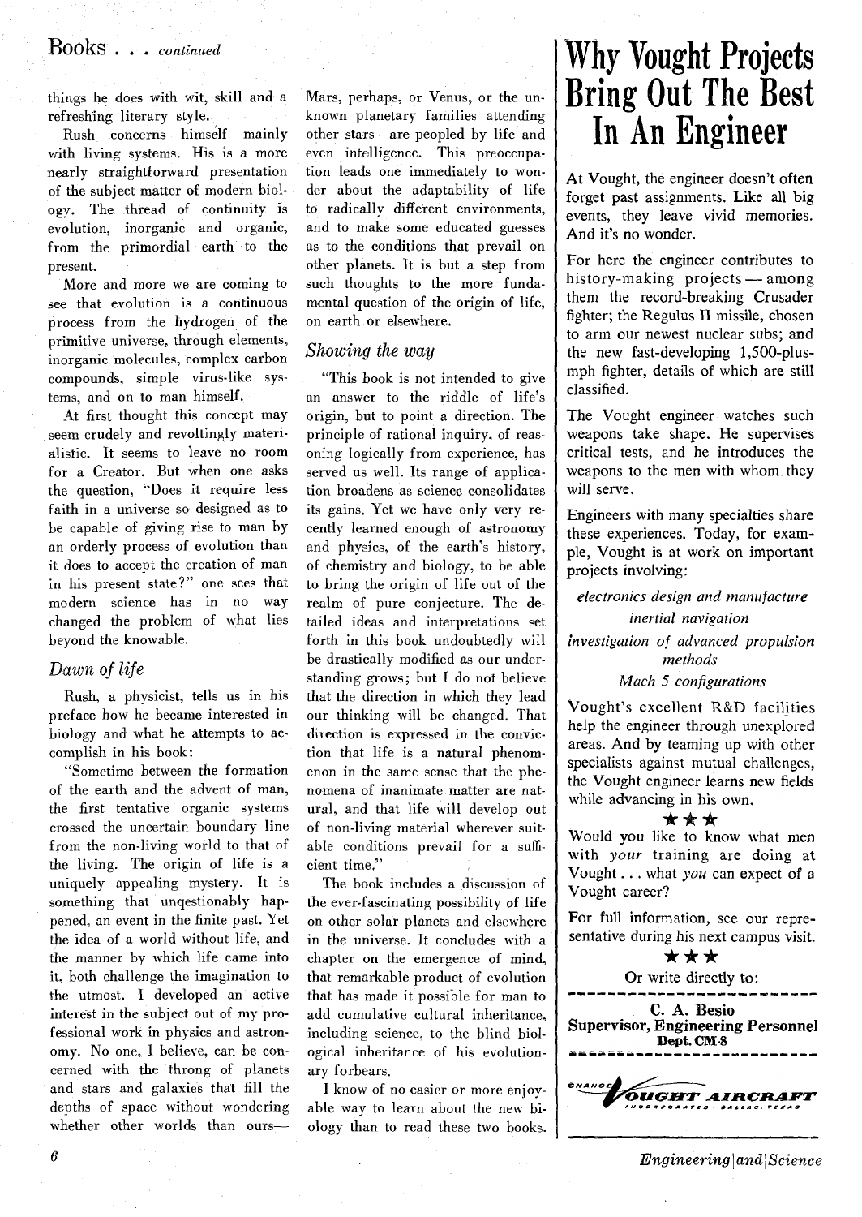# Books . . . *continued*

things he does with wit, skill and a refreshing literary style.

Rush concerns himself mainly with living systems. His is a more nearly straightforward presentation of the subject matter of modern biology. The thread of continuity is evolution, inorganic and organic, from the primordial earth to the present.

More and more we are coming to see that evolution is a continuous process from the hydrogen of the primitive universe, through elements, inorganic molecules, complex carbon compounds, simple virus-like systems, and on to man himself.

At first thought this concept may seem crudely and revoltingly materialistic. It seems to leave no room for a Creator. But when one asks the question, "Does it require less faith in a universe so designed as to be capable of giving rise to man by an orderly process of evolution than it does to accept the creation of man in his present state?" one sees that modern science has in no way changed the problem of what lies beyond the knowable.

## *Dawn of life*

Rush, a physicist, tells us in his preface how he became interested in biology and what he attempts to accomplish in his book:

"Sometime between the formation of the earth and the advent of man, the first tentative organic systems crossed the uncertain boundary line from the non-living world to that of the living. The origin of life is a uniquely appealing mystery. It is something that unquestionably happened, an event in the finite past. Yet the idea of a world without life, and the manner by which life came into it, both challenge the imagination to the utmost. I developed an active interest in the subject out of my professional work in physics and astronomy. No one, I believe, can be concerned with the throng of planets and stars and galaxies that fill the depths of space without wondering whether other worlds than ours—Mars, perhaps, or Venus, or the unknown planetary families attending other stars—are peopled by life and even intelligence. This preoccupation leads one immediately to wonder about the adaptability of life to radically different environments, and to make some educated guesses as to the conditions that prevail on other planets. It is but a step from such thoughts to the more fundamental question of the origin of life, on earth or elsewhere.

## *Showing the way*

"This book is not intended to give an answer to the riddle of life's origin, but to point a direction. The principle of rational inquiry, of reasoning logically from experience, has served us well. Its range of application broadens as science consolidates its gains. Yet we have only very recently learned enough of astronomy and physics, of the earth's history, of chemistry and biology, to be able to bring the origin of life out of the realm of pure conjecture. The detailed ideas and interpretations set forth in this book undoubtedly will be drastically modified as our understanding grows; but I do not believe that the direction in which they lead our thinking will be changed. That direction is expressed in the conviction that life is a natural phenomenon in the same sense that the phenomena of inanimate matter are natural, and that life will develop out of non-living material wherever suitable conditions prevail for a sufficient time."

The book includes a discussion of the ever-fascinating possibility of life on other solar planets and elsewhere in the universe. It concludes with a chapter on the emergence of mind, that remarkable product of evolution that has made it possible for man to add cumulative cultural inheritance, including science, to the blind biological inheritance of his evolutionary forbears.

I know of no easier or more enjoyable way to learn about the new biology than to read these two books.

# Why Vought Projects Bring Out The Best In An Engineer

At Vought, the engineer doesn't often forget past assignments. Like all big events, they leave vivid memories. And it's no wonder.

For here the engineer contributes to history-making projects — among them the record-breaking Crusader fighter; the Regulus II missile, chosen to arm our newest nuclear subs; and the new fast-developing 1,500-plus-mph fighter, details of which are still classified.

The Vought engineer watches such weapons take shape. He supervises critical tests, and he introduces the weapons to the men with whom they will serve.

Engineers with many specialties share these experiences. Today, for example, Vought is at work on important projects involving:

*electronics design and manufacture*

*inertial navigation*

*investigation of advanced propulsion methods*

*Mach 5 configurations*

Vought's excellent R&D facilities help the engineer through unexplored areas. And by teaming up with other specialists against mutual challenges, the Vought engineer learns new fields while advancing in his own.

★★★

Would you like to know what men with *your* training are doing at Vought . . . what *you* can expect of a Vought career?

For full information, see our representative during his next campus visit.

★★★

Or write directly to:

**C. A. Besio**
**Supervisor, Engineering Personnel**
**Dept. CM-8**

CHANCE VOUGHT AIRCRAFT
INCORPORATED · DALLAS, TEXAS